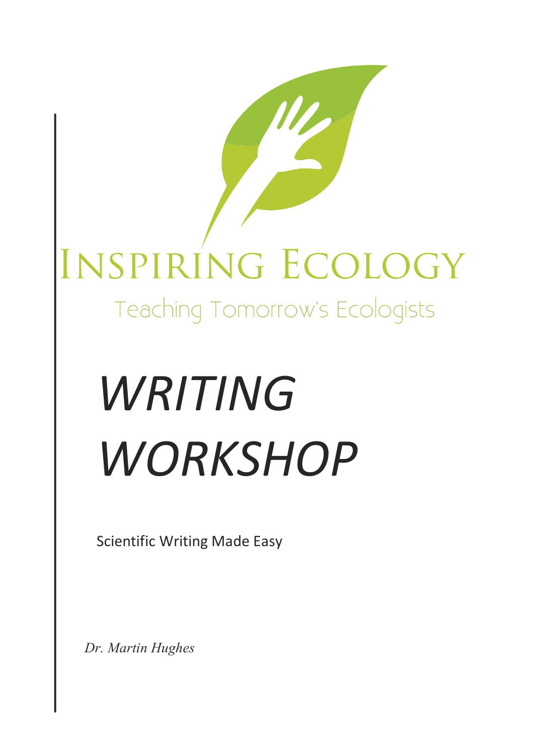INSPIRING ECOLOGY

Teaching Tomorrow's Ecologists

# *WRITING WORKSHOP*

Scientific Writing Made Easy

*Dr. Martin Hughes*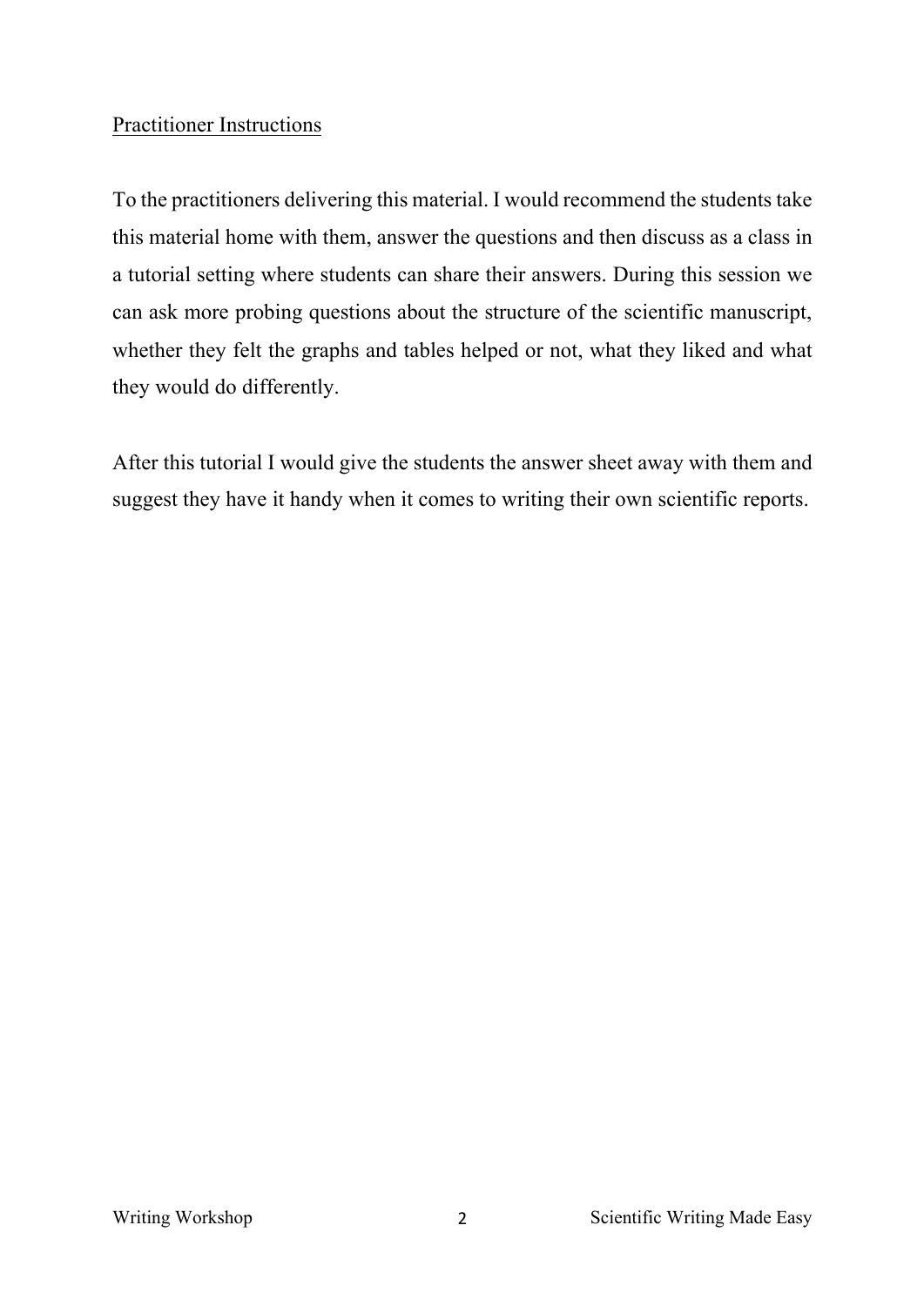## Practitioner Instructions

To the practitioners delivering this material. I would recommend the students take this material home with them, answer the questions and then discuss as a class in a tutorial setting where students can share their answers. During this session we can ask more probing questions about the structure of the scientific manuscript, whether they felt the graphs and tables helped or not, what they liked and what they would do differently.

After this tutorial I would give the students the answer sheet away with them and suggest they have it handy when it comes to writing their own scientific reports.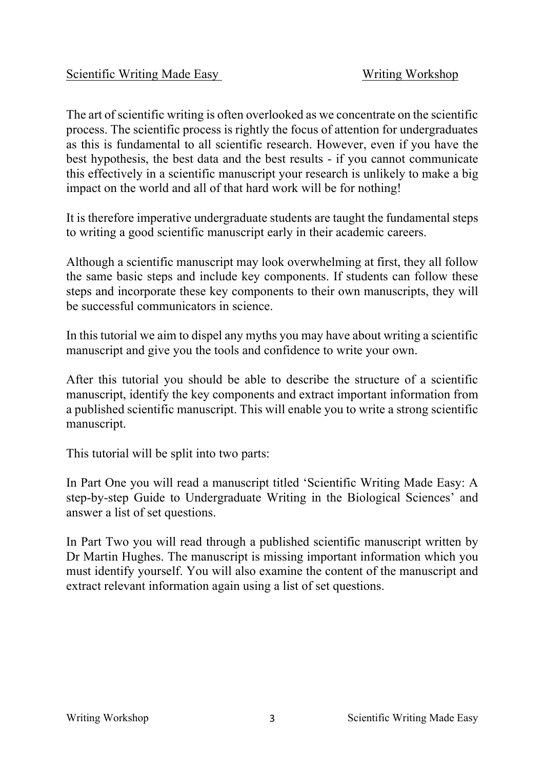The art of scientific writing is often overlooked as we concentrate on the scientific process. The scientific process is rightly the focus of attention for undergraduates as this is fundamental to all scientific research. However, even if you have the best hypothesis, the best data and the best results - if you cannot communicate this effectively in a scientific manuscript your research is unlikely to make a big impact on the world and all of that hard work will be for nothing!

It is therefore imperative undergraduate students are taught the fundamental steps to writing a good scientific manuscript early in their academic careers.

Although a scientific manuscript may look overwhelming at first, they all follow the same basic steps and include key components. If students can follow these steps and incorporate these key components to their own manuscripts, they will be successful communicators in science.

In this tutorial we aim to dispel any myths you may have about writing a scientific manuscript and give you the tools and confidence to write your own.

After this tutorial you should be able to describe the structure of a scientific manuscript, identify the key components and extract important information from a published scientific manuscript. This will enable you to write a strong scientific manuscript.

This tutorial will be split into two parts:

In Part One you will read a manuscript titled 'Scientific Writing Made Easy: A step-by-step Guide to Undergraduate Writing in the Biological Sciences' and answer a list of set questions.

In Part Two you will read through a published scientific manuscript written by Dr Martin Hughes. The manuscript is missing important information which you must identify yourself. You will also examine the content of the manuscript and extract relevant information again using a list of set questions.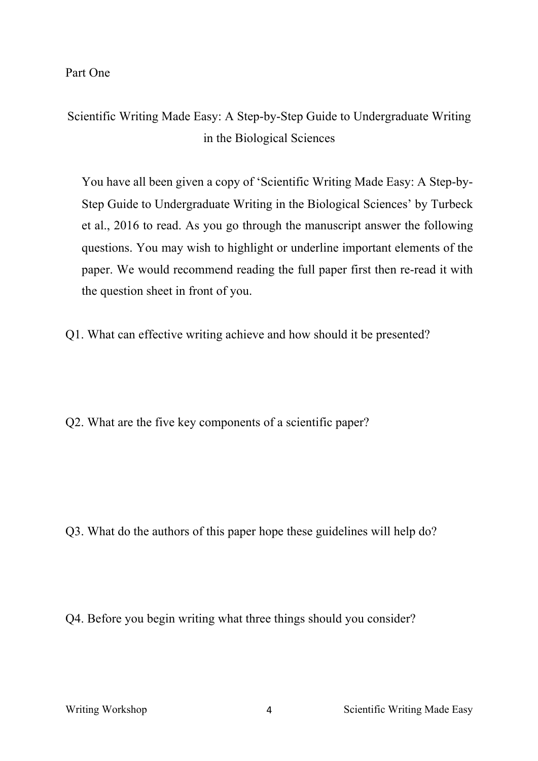Part One

## Scientific Writing Made Easy: A Step-by-Step Guide to Undergraduate Writing in the Biological Sciences

You have all been given a copy of 'Scientific Writing Made Easy: A Step-by-Step Guide to Undergraduate Writing in the Biological Sciences' by Turbeck et al., 2016 to read. As you go through the manuscript answer the following questions. You may wish to highlight or underline important elements of the paper. We would recommend reading the full paper first then re-read it with the question sheet in front of you.

Q1. What can effective writing achieve and how should it be presented?

Q2. What are the five key components of a scientific paper?

Q3. What do the authors of this paper hope these guidelines will help do?

Q4. Before you begin writing what three things should you consider?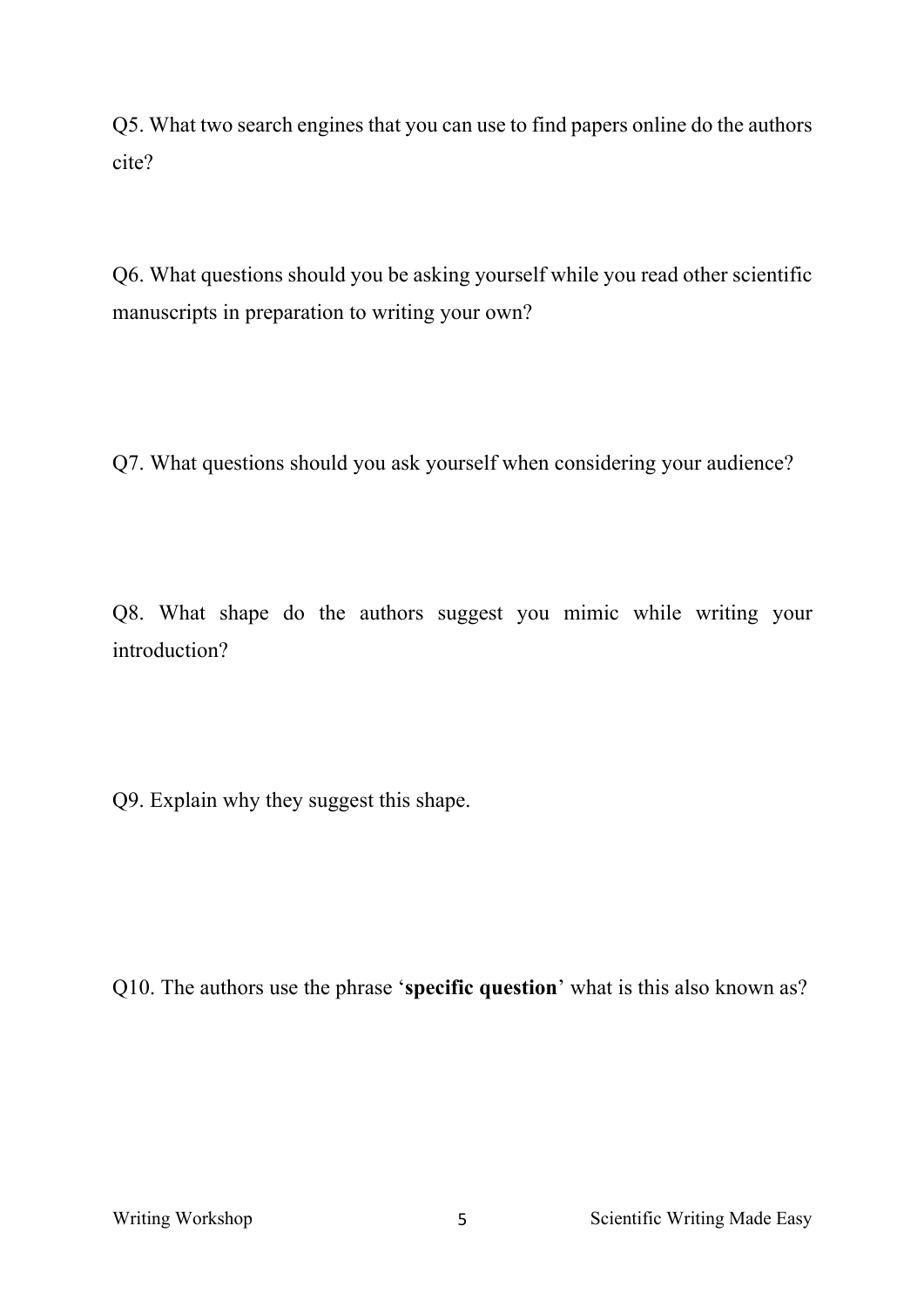Q5. What two search engines that you can use to find papers online do the authors cite?

Q6. What questions should you be asking yourself while you read other scientific manuscripts in preparation to writing your own?

Q7. What questions should you ask yourself when considering your audience?

Q8. What shape do the authors suggest you mimic while writing your introduction?

Q9. Explain why they suggest this shape.

Q10. The authors use the phrase '**specific question**' what is this also known as?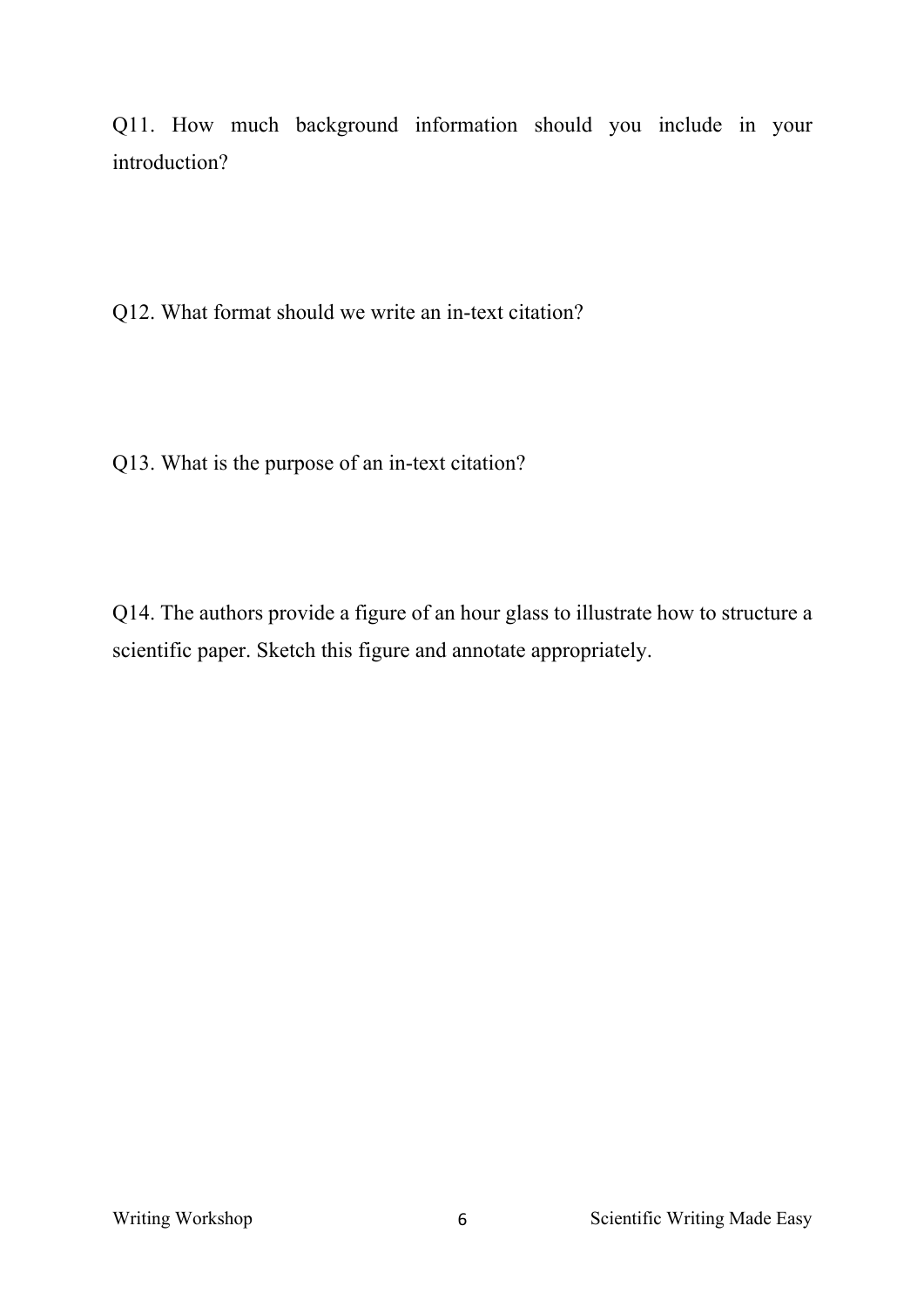Q11. How much background information should you include in your introduction?

Q12. What format should we write an in-text citation?

Q13. What is the purpose of an in-text citation?

Q14. The authors provide a figure of an hour glass to illustrate how to structure a scientific paper. Sketch this figure and annotate appropriately.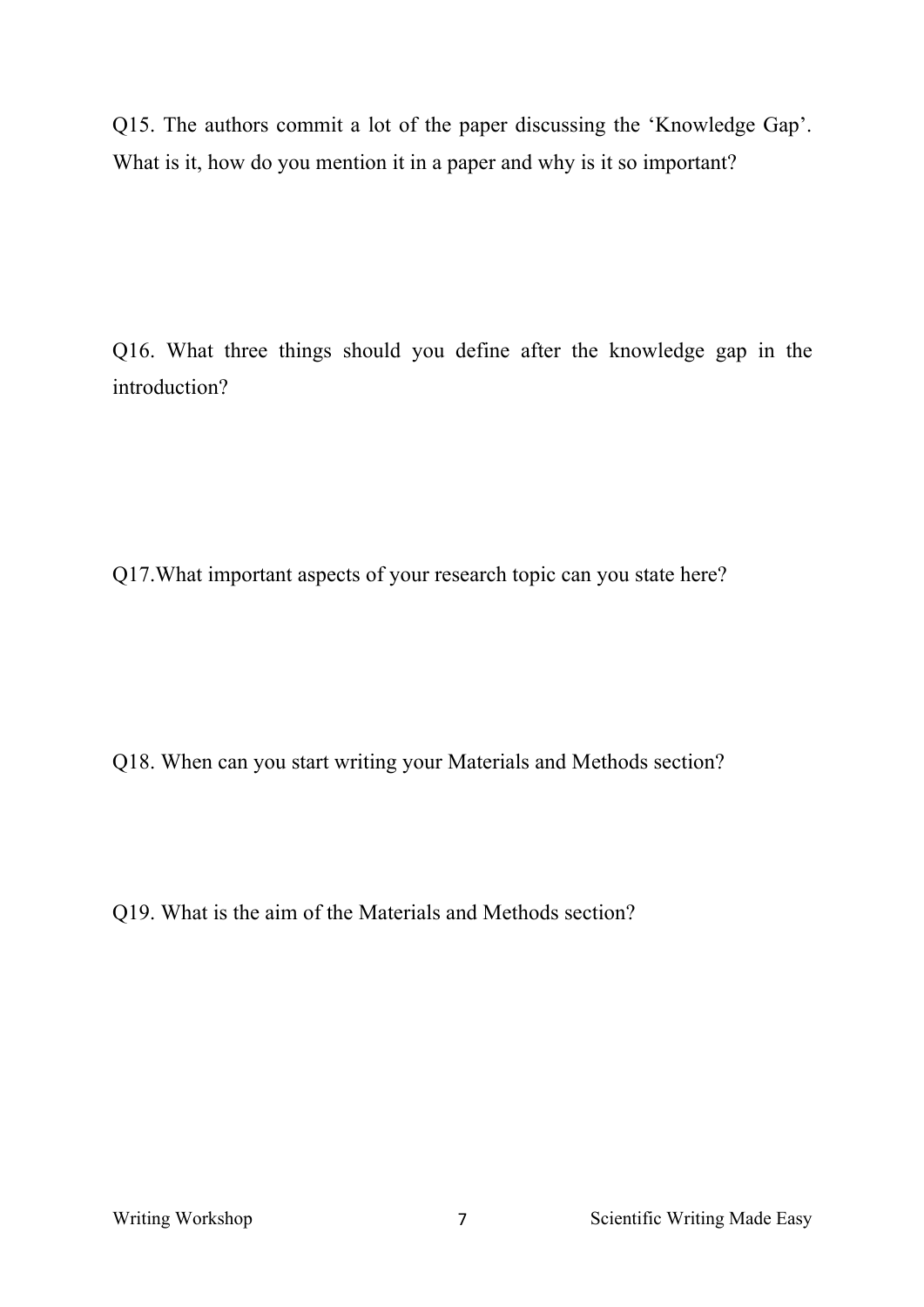Q15. The authors commit a lot of the paper discussing the 'Knowledge Gap'. What is it, how do you mention it in a paper and why is it so important?

Q16. What three things should you define after the knowledge gap in the introduction?

Q17.What important aspects of your research topic can you state here?

Q18. When can you start writing your Materials and Methods section?

Q19. What is the aim of the Materials and Methods section?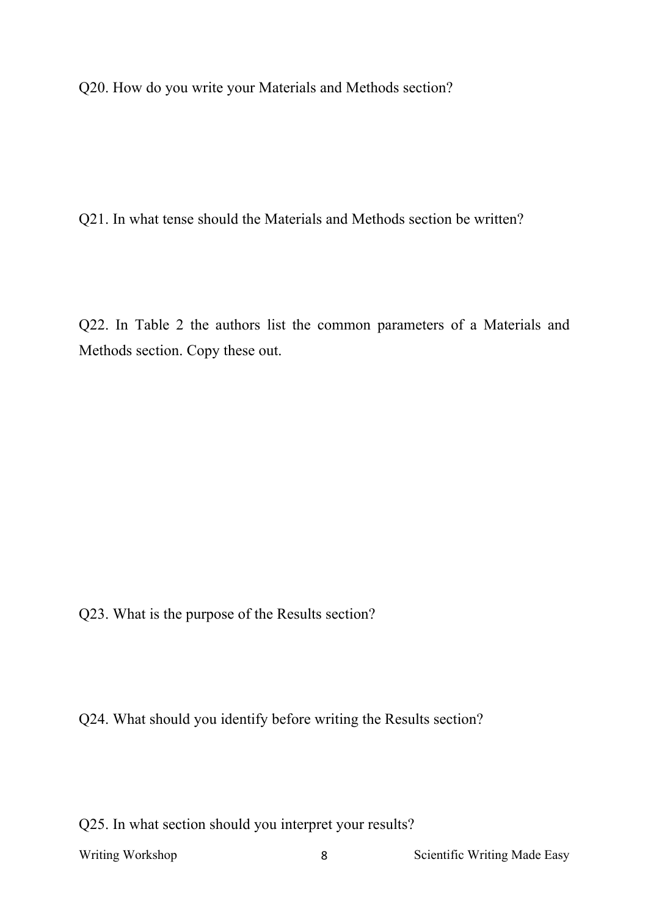Q20. How do you write your Materials and Methods section?

Q21. In what tense should the Materials and Methods section be written?

Q22. In Table 2 the authors list the common parameters of a Materials and Methods section. Copy these out.

Q23. What is the purpose of the Results section?

Q24. What should you identify before writing the Results section?

Q25. In what section should you interpret your results?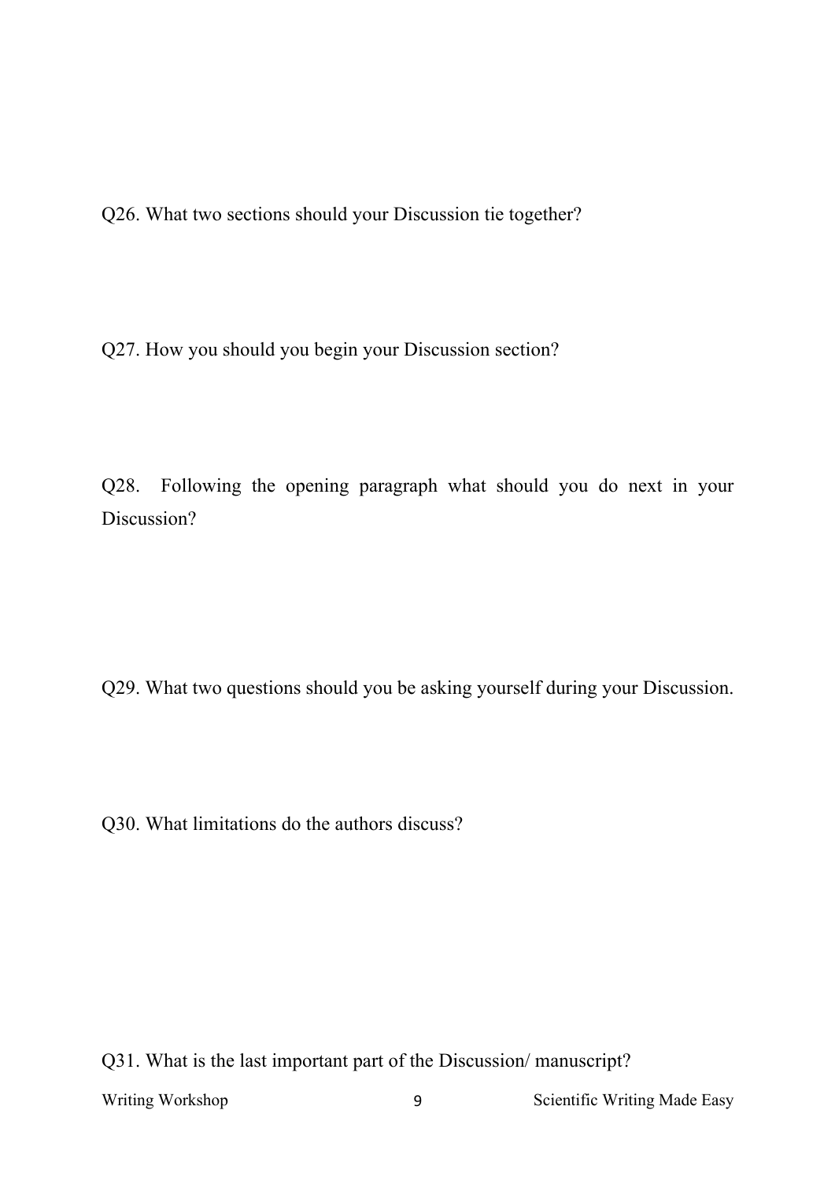Q26. What two sections should your Discussion tie together?

Q27. How you should you begin your Discussion section?

Q28. Following the opening paragraph what should you do next in your Discussion?

Q29. What two questions should you be asking yourself during your Discussion.

Q30. What limitations do the authors discuss?

Q31. What is the last important part of the Discussion/ manuscript?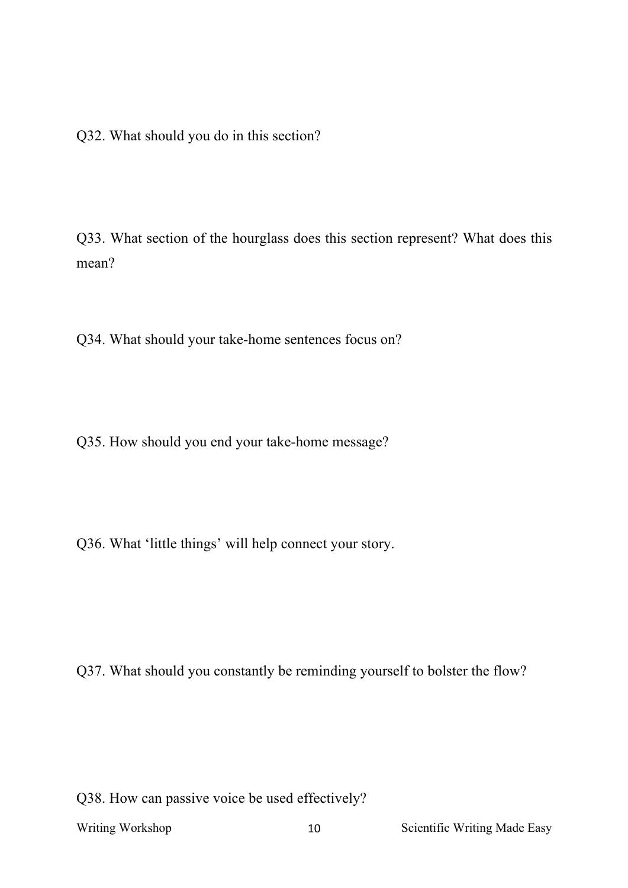Q32. What should you do in this section?

Q33. What section of the hourglass does this section represent? What does this mean?

Q34. What should your take-home sentences focus on?

Q35. How should you end your take-home message?

Q36. What 'little things' will help connect your story.

Q37. What should you constantly be reminding yourself to bolster the flow?

Q38. How can passive voice be used effectively?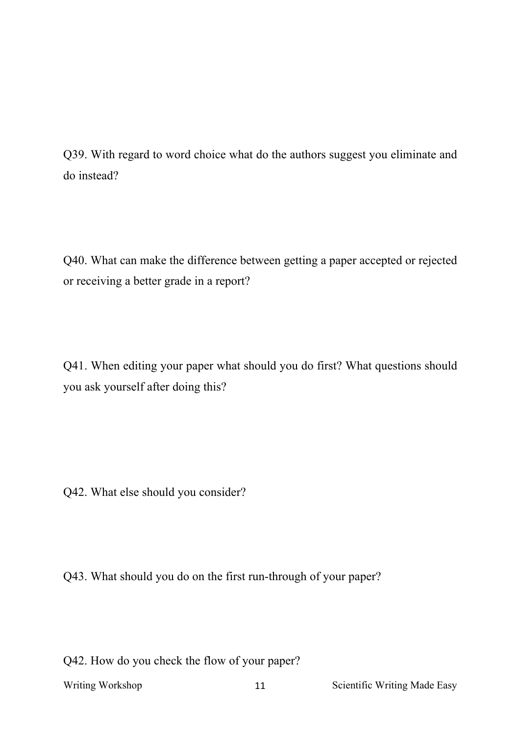Q39. With regard to word choice what do the authors suggest you eliminate and do instead?

Q40. What can make the difference between getting a paper accepted or rejected or receiving a better grade in a report?

Q41. When editing your paper what should you do first? What questions should you ask yourself after doing this?

Q42. What else should you consider?

Q43. What should you do on the first run-through of your paper?

Q42. How do you check the flow of your paper?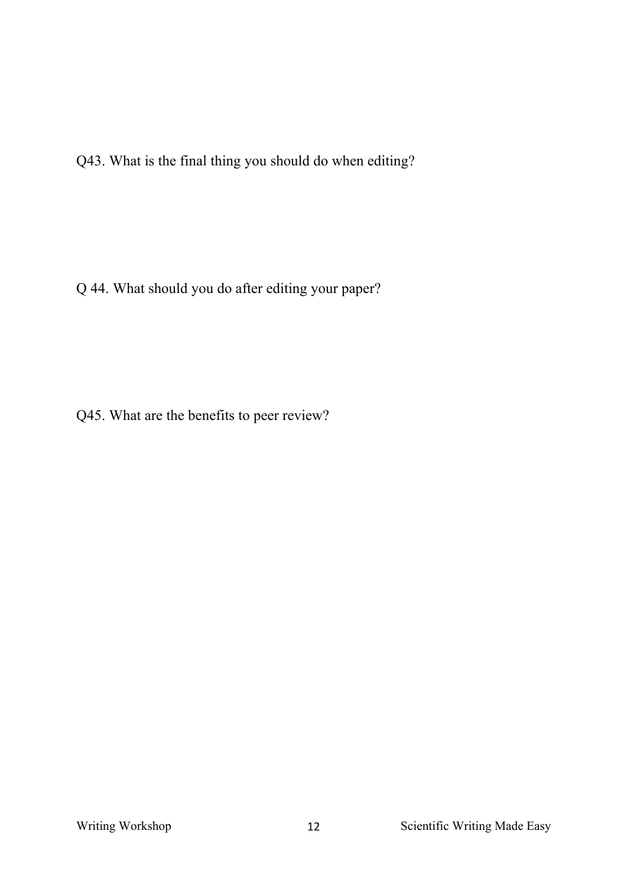Q43. What is the final thing you should do when editing?

Q 44. What should you do after editing your paper?

Q45. What are the benefits to peer review?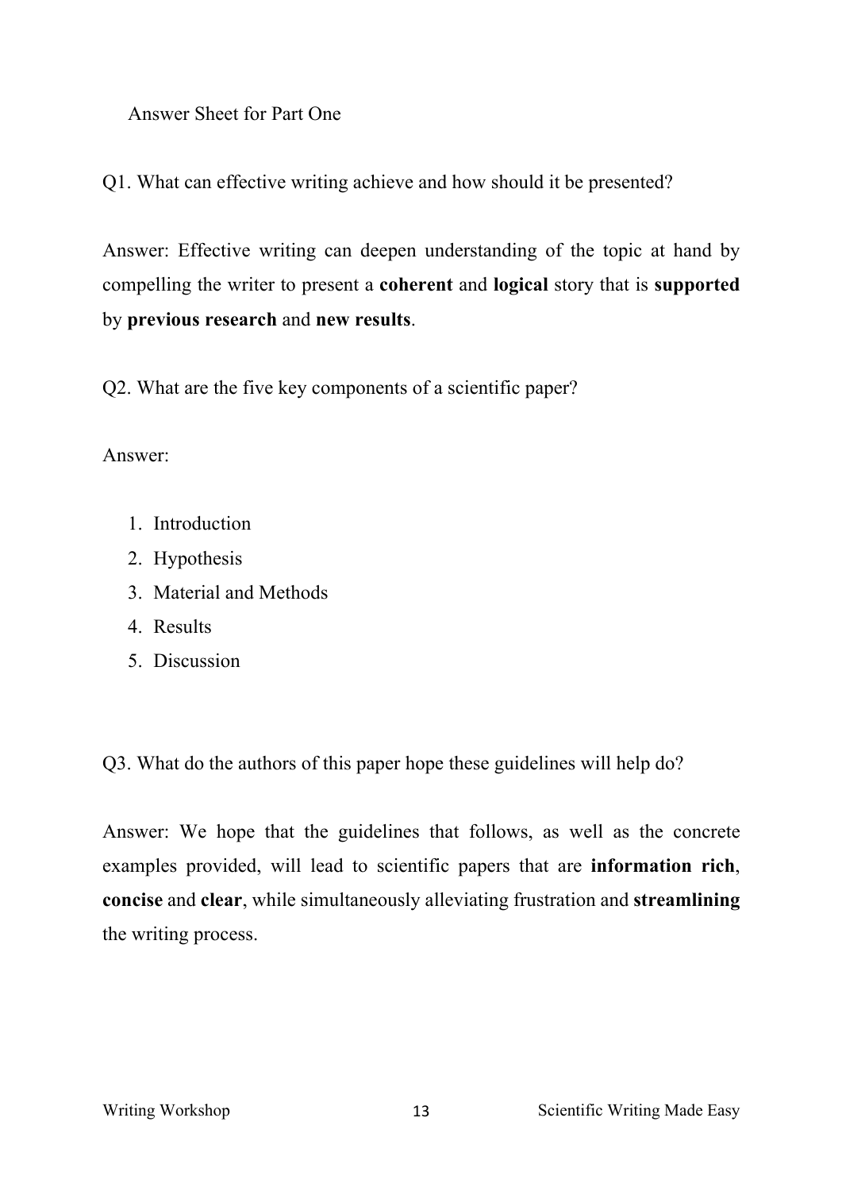Answer Sheet for Part One

Q1. What can effective writing achieve and how should it be presented?

Answer: Effective writing can deepen understanding of the topic at hand by compelling the writer to present a **coherent** and **logical** story that is **supported** by **previous research** and **new results**.

Q2. What are the five key components of a scientific paper?

Answer:

1. Introduction
2. Hypothesis
3. Material and Methods
4. Results
5. Discussion

Q3. What do the authors of this paper hope these guidelines will help do?

Answer: We hope that the guidelines that follows, as well as the concrete examples provided, will lead to scientific papers that are **information rich**, **concise** and **clear**, while simultaneously alleviating frustration and **streamlining** the writing process.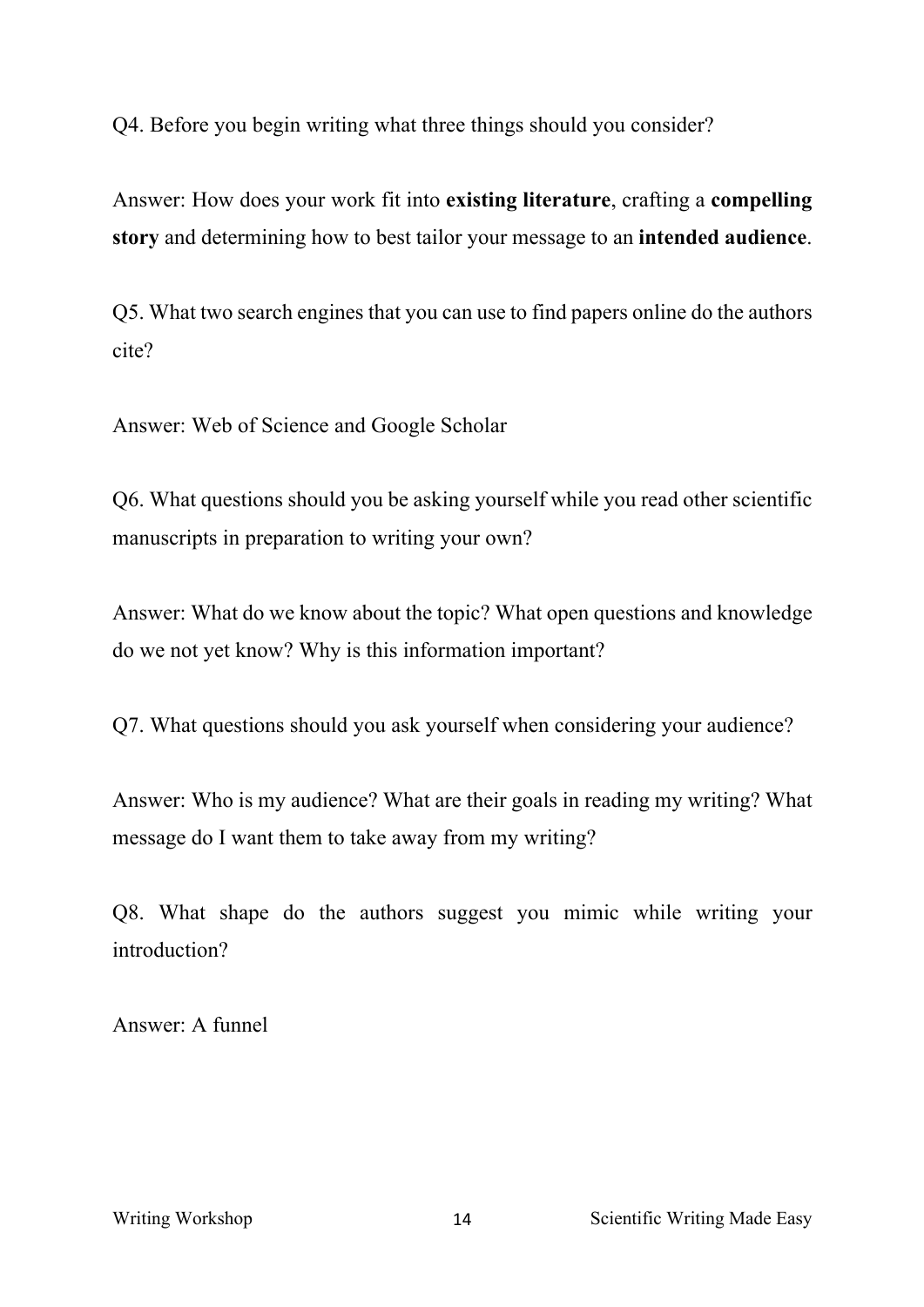Q4. Before you begin writing what three things should you consider?

Answer: How does your work fit into **existing literature**, crafting a **compelling story** and determining how to best tailor your message to an **intended audience**.

Q5. What two search engines that you can use to find papers online do the authors cite?

Answer: Web of Science and Google Scholar

Q6. What questions should you be asking yourself while you read other scientific manuscripts in preparation to writing your own?

Answer: What do we know about the topic? What open questions and knowledge do we not yet know? Why is this information important?

Q7. What questions should you ask yourself when considering your audience?

Answer: Who is my audience? What are their goals in reading my writing? What message do I want them to take away from my writing?

Q8. What shape do the authors suggest you mimic while writing your introduction?

Answer: A funnel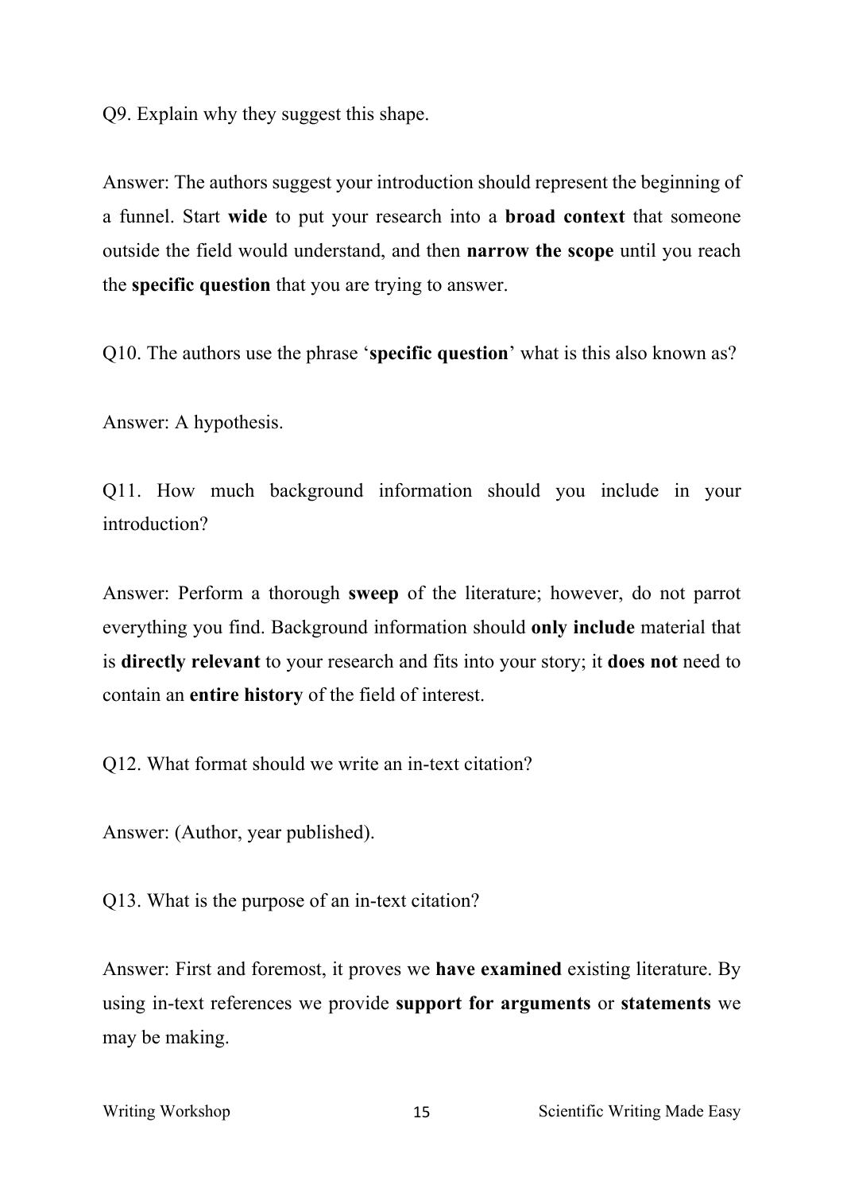Q9. Explain why they suggest this shape.

Answer: The authors suggest your introduction should represent the beginning of a funnel. Start **wide** to put your research into a **broad context** that someone outside the field would understand, and then **narrow the scope** until you reach the **specific question** that you are trying to answer.

Q10. The authors use the phrase '**specific question**' what is this also known as?

Answer: A hypothesis.

Q11. How much background information should you include in your introduction?

Answer: Perform a thorough **sweep** of the literature; however, do not parrot everything you find. Background information should **only include** material that is **directly relevant** to your research and fits into your story; it **does not** need to contain an **entire history** of the field of interest.

Q12. What format should we write an in-text citation?

Answer: (Author, year published).

Q13. What is the purpose of an in-text citation?

Answer: First and foremost, it proves we **have examined** existing literature. By using in-text references we provide **support for arguments** or **statements** we may be making.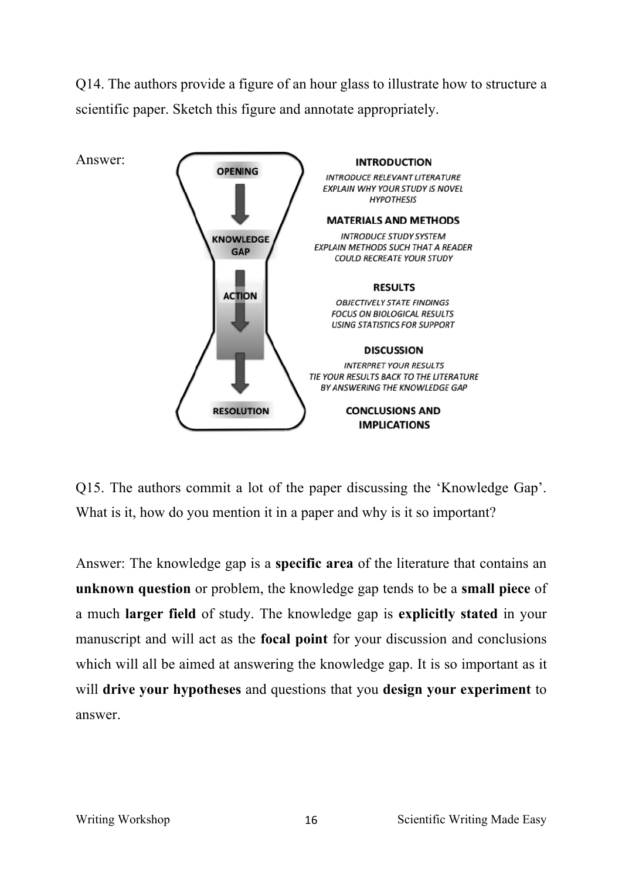Q14. The authors provide a figure of an hour glass to illustrate how to structure a scientific paper. Sketch this figure and annotate appropriately.

Answer:

OPENING

KNOWLEDGE GAP

ACTION

RESOLUTION

**INTRODUCTION**

*INTRODUCE RELEVANT LITERATURE*
*EXPLAIN WHY YOUR STUDY IS NOVEL*
*HYPOTHESIS*

**MATERIALS AND METHODS**

*INTRODUCE STUDY SYSTEM*
*EXPLAIN METHODS SUCH THAT A READER COULD RECREATE YOUR STUDY*

**RESULTS**

*OBJECTIVELY STATE FINDINGS*
*FOCUS ON BIOLOGICAL RESULTS*
*USING STATISTICS FOR SUPPORT*

**DISCUSSION**

*INTERPRET YOUR RESULTS*
*TIE YOUR RESULTS BACK TO THE LITERATURE BY ANSWERING THE KNOWLEDGE GAP*

**CONCLUSIONS AND IMPLICATIONS**

Q15. The authors commit a lot of the paper discussing the 'Knowledge Gap'. What is it, how do you mention it in a paper and why is it so important?

Answer: The knowledge gap is a **specific area** of the literature that contains an **unknown question** or problem, the knowledge gap tends to be a **small piece** of a much **larger field** of study. The knowledge gap is **explicitly stated** in your manuscript and will act as the **focal point** for your discussion and conclusions which will all be aimed at answering the knowledge gap. It is so important as it will **drive your hypotheses** and questions that you **design your experiment** to answer.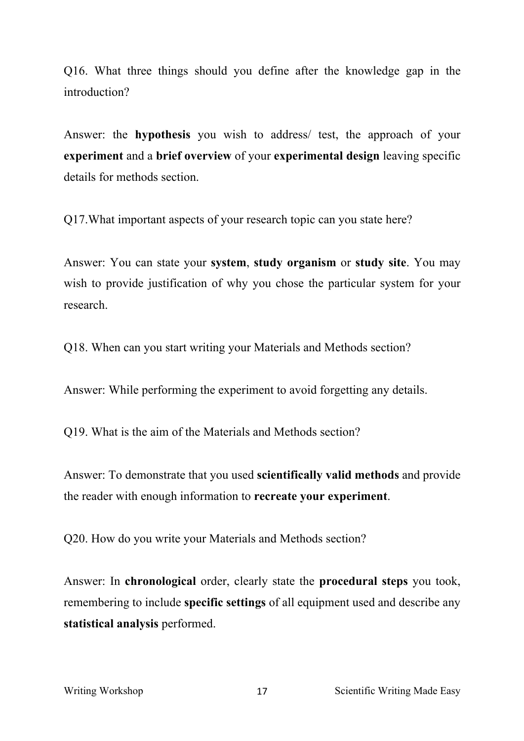Q16. What three things should you define after the knowledge gap in the introduction?

Answer: the **hypothesis** you wish to address/ test, the approach of your **experiment** and a **brief overview** of your **experimental design** leaving specific details for methods section.

Q17.What important aspects of your research topic can you state here?

Answer: You can state your **system**, **study organism** or **study site**. You may wish to provide justification of why you chose the particular system for your research.

Q18. When can you start writing your Materials and Methods section?

Answer: While performing the experiment to avoid forgetting any details.

Q19. What is the aim of the Materials and Methods section?

Answer: To demonstrate that you used **scientifically valid methods** and provide the reader with enough information to **recreate your experiment**.

Q20. How do you write your Materials and Methods section?

Answer: In **chronological** order, clearly state the **procedural steps** you took, remembering to include **specific settings** of all equipment used and describe any **statistical analysis** performed.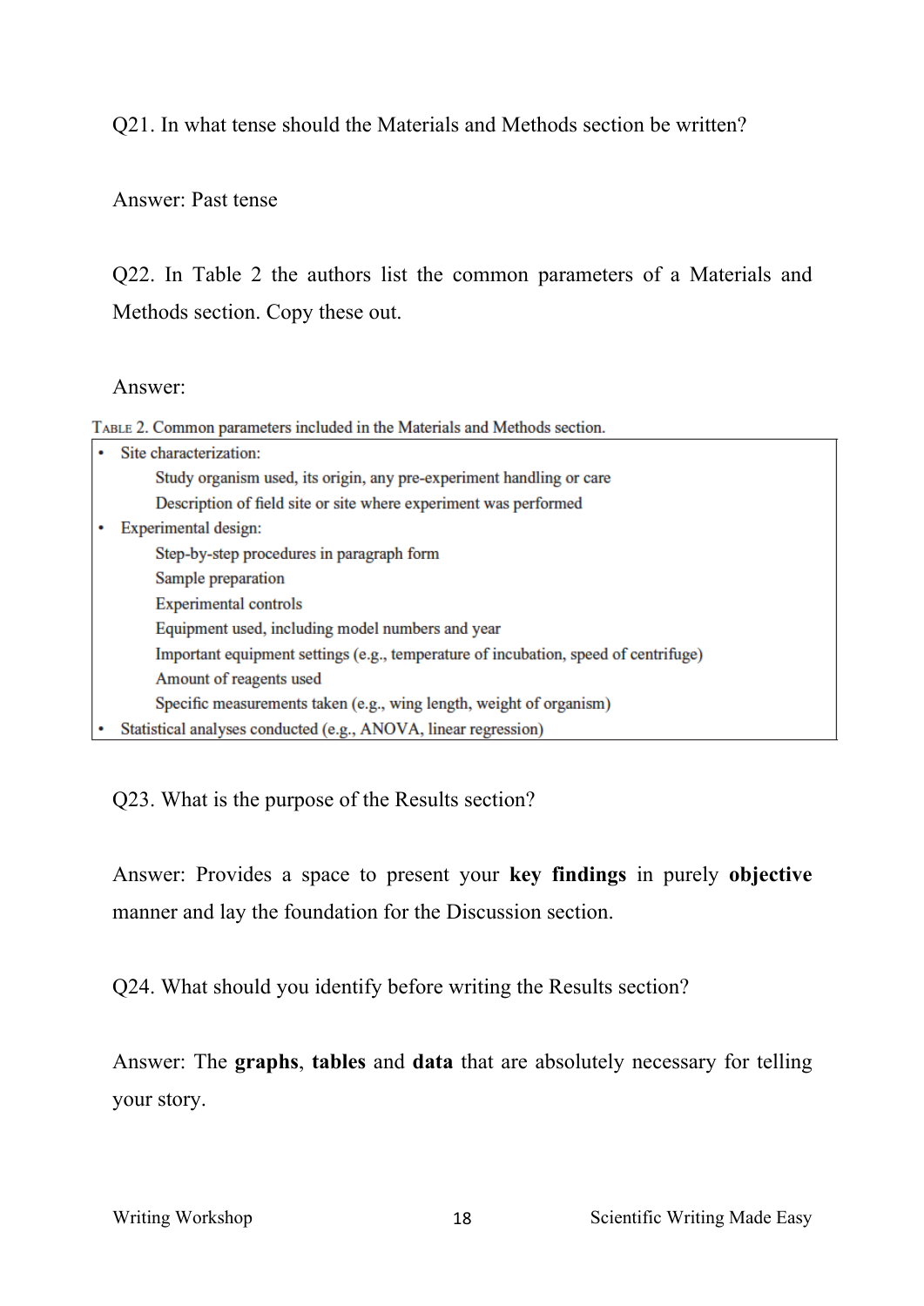Q21. In what tense should the Materials and Methods section be written?

Answer: Past tense

Q22. In Table 2 the authors list the common parameters of a Materials and Methods section. Copy these out.

Answer:

TABLE 2. Common parameters included in the Materials and Methods section.

- Site characterization:
  - Study organism used, its origin, any pre-experiment handling or care
  - Description of field site or site where experiment was performed
- Experimental design:
  - Step-by-step procedures in paragraph form
  - Sample preparation
  - Experimental controls
  - Equipment used, including model numbers and year
  - Important equipment settings (e.g., temperature of incubation, speed of centrifuge)
  - Amount of reagents used
  - Specific measurements taken (e.g., wing length, weight of organism)
- Statistical analyses conducted (e.g., ANOVA, linear regression)

Q23. What is the purpose of the Results section?

Answer: Provides a space to present your **key findings** in purely **objective** manner and lay the foundation for the Discussion section.

Q24. What should you identify before writing the Results section?

Answer: The **graphs**, **tables** and **data** that are absolutely necessary for telling your story.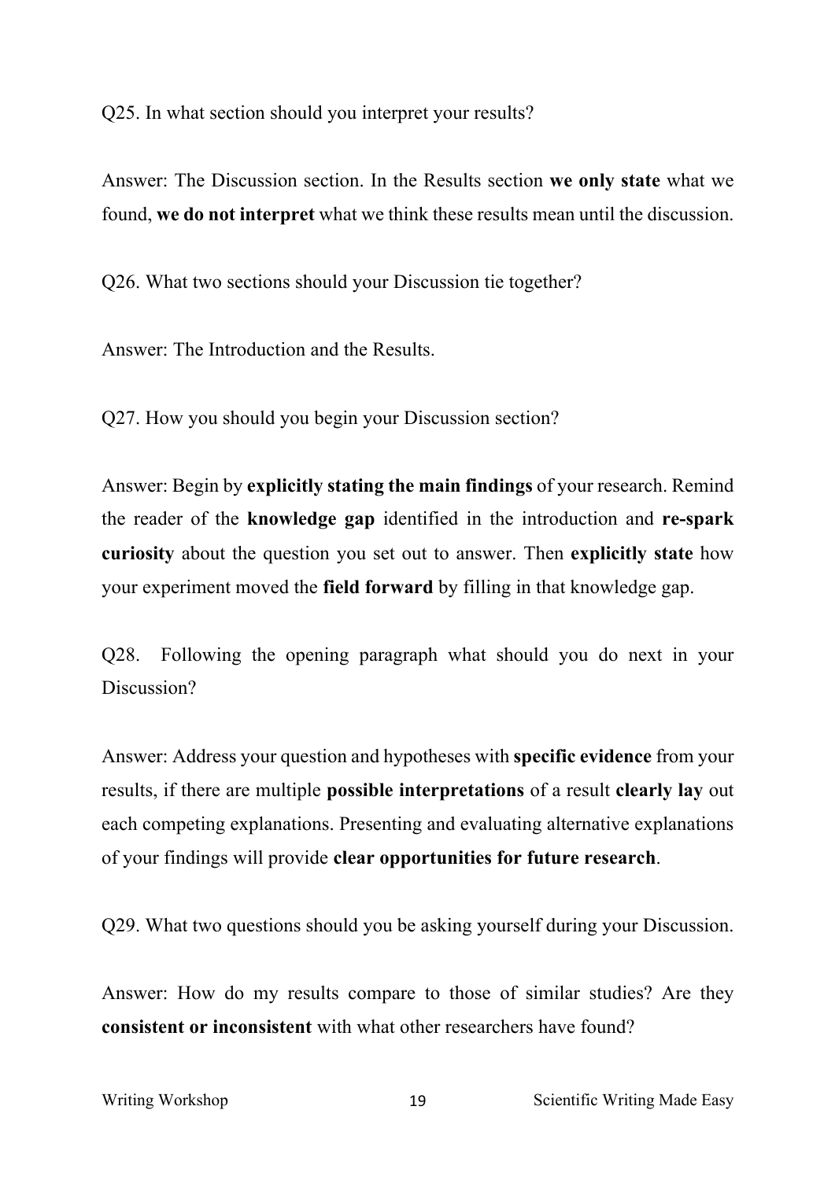Q25. In what section should you interpret your results?

Answer: The Discussion section. In the Results section **we only state** what we found, **we do not interpret** what we think these results mean until the discussion.

Q26. What two sections should your Discussion tie together?

Answer: The Introduction and the Results.

Q27. How you should you begin your Discussion section?

Answer: Begin by **explicitly stating the main findings** of your research. Remind the reader of the **knowledge gap** identified in the introduction and **re-spark curiosity** about the question you set out to answer. Then **explicitly state** how your experiment moved the **field forward** by filling in that knowledge gap.

Q28. Following the opening paragraph what should you do next in your Discussion?

Answer: Address your question and hypotheses with **specific evidence** from your results, if there are multiple **possible interpretations** of a result **clearly lay** out each competing explanations. Presenting and evaluating alternative explanations of your findings will provide **clear opportunities for future research**.

Q29. What two questions should you be asking yourself during your Discussion.

Answer: How do my results compare to those of similar studies? Are they **consistent or inconsistent** with what other researchers have found?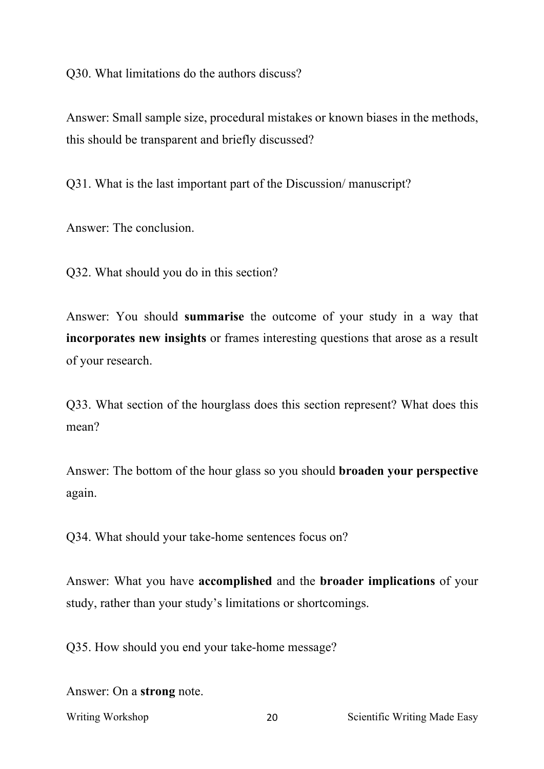Q30. What limitations do the authors discuss?

Answer: Small sample size, procedural mistakes or known biases in the methods, this should be transparent and briefly discussed?

Q31. What is the last important part of the Discussion/ manuscript?

Answer: The conclusion.

Q32. What should you do in this section?

Answer: You should **summarise** the outcome of your study in a way that **incorporates new insights** or frames interesting questions that arose as a result of your research.

Q33. What section of the hourglass does this section represent? What does this mean?

Answer: The bottom of the hour glass so you should **broaden your perspective** again.

Q34. What should your take-home sentences focus on?

Answer: What you have **accomplished** and the **broader implications** of your study, rather than your study's limitations or shortcomings.

Q35. How should you end your take-home message?

Answer: On a **strong** note.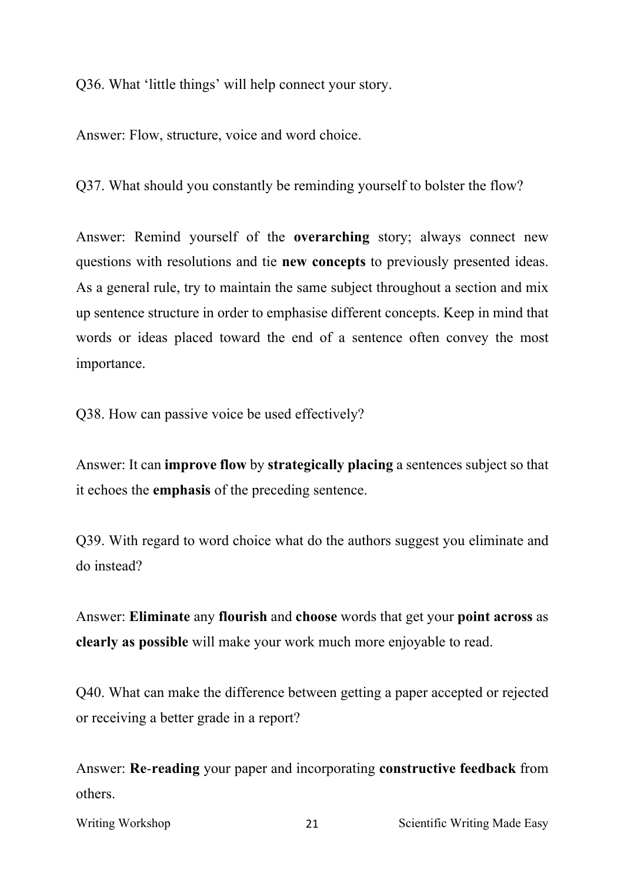Q36. What 'little things' will help connect your story.

Answer: Flow, structure, voice and word choice.

Q37. What should you constantly be reminding yourself to bolster the flow?

Answer: Remind yourself of the **overarching** story; always connect new questions with resolutions and tie **new concepts** to previously presented ideas. As a general rule, try to maintain the same subject throughout a section and mix up sentence structure in order to emphasise different concepts. Keep in mind that words or ideas placed toward the end of a sentence often convey the most importance.

Q38. How can passive voice be used effectively?

Answer: It can **improve flow** by **strategically placing** a sentences subject so that it echoes the **emphasis** of the preceding sentence.

Q39. With regard to word choice what do the authors suggest you eliminate and do instead?

Answer: **Eliminate** any **flourish** and **choose** words that get your **point across** as **clearly as possible** will make your work much more enjoyable to read.

Q40. What can make the difference between getting a paper accepted or rejected or receiving a better grade in a report?

Answer: **Re-reading** your paper and incorporating **constructive feedback** from others.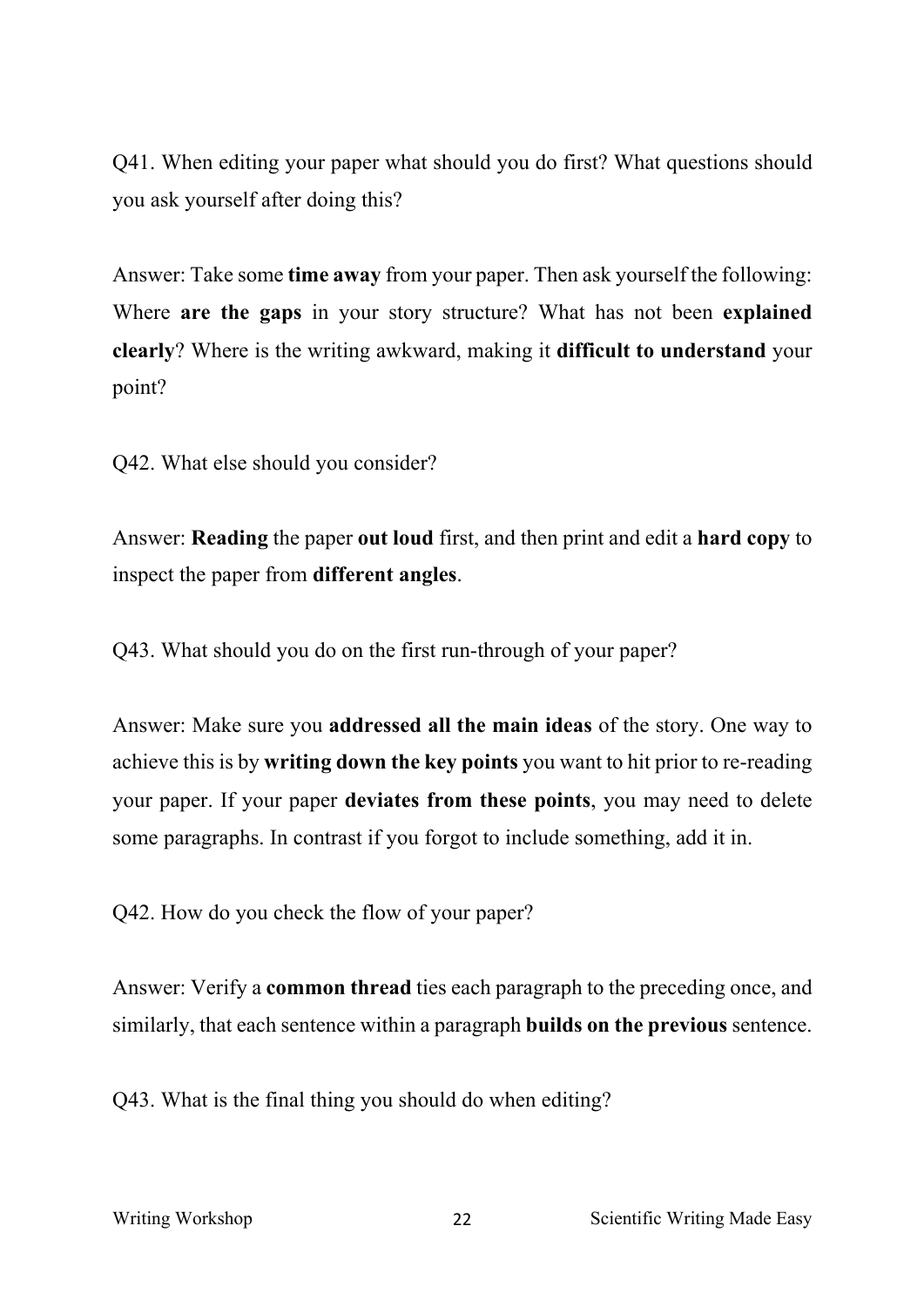Q41. When editing your paper what should you do first? What questions should you ask yourself after doing this?

Answer: Take some **time away** from your paper. Then ask yourself the following: Where **are the gaps** in your story structure? What has not been **explained clearly**? Where is the writing awkward, making it **difficult to understand** your point?

Q42. What else should you consider?

Answer: **Reading** the paper **out loud** first, and then print and edit a **hard copy** to inspect the paper from **different angles**.

Q43. What should you do on the first run-through of your paper?

Answer: Make sure you **addressed all the main ideas** of the story. One way to achieve this is by **writing down the key points** you want to hit prior to re-reading your paper. If your paper **deviates from these points**, you may need to delete some paragraphs. In contrast if you forgot to include something, add it in.

Q42. How do you check the flow of your paper?

Answer: Verify a **common thread** ties each paragraph to the preceding once, and similarly, that each sentence within a paragraph **builds on the previous** sentence.

Q43. What is the final thing you should do when editing?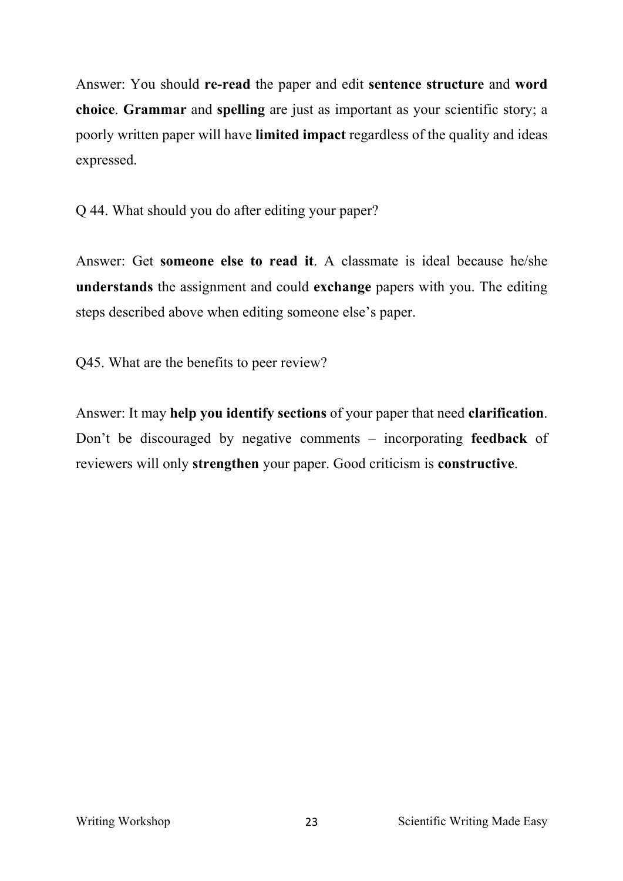Answer: You should **re-read** the paper and edit **sentence structure** and **word choice**. **Grammar** and **spelling** are just as important as your scientific story; a poorly written paper will have **limited impact** regardless of the quality and ideas expressed.

Q 44. What should you do after editing your paper?

Answer: Get **someone else to read it**. A classmate is ideal because he/she **understands** the assignment and could **exchange** papers with you. The editing steps described above when editing someone else's paper.

Q45. What are the benefits to peer review?

Answer: It may **help you identify sections** of your paper that need **clarification**. Don't be discouraged by negative comments – incorporating **feedback** of reviewers will only **strengthen** your paper. Good criticism is **constructive**.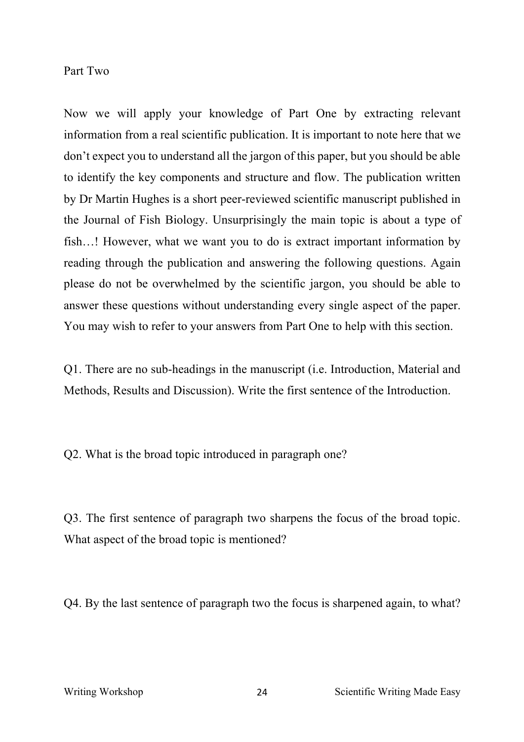Part Two

Now we will apply your knowledge of Part One by extracting relevant information from a real scientific publication. It is important to note here that we don't expect you to understand all the jargon of this paper, but you should be able to identify the key components and structure and flow. The publication written by Dr Martin Hughes is a short peer-reviewed scientific manuscript published in the Journal of Fish Biology. Unsurprisingly the main topic is about a type of fish…! However, what we want you to do is extract important information by reading through the publication and answering the following questions. Again please do not be overwhelmed by the scientific jargon, you should be able to answer these questions without understanding every single aspect of the paper. You may wish to refer to your answers from Part One to help with this section.

Q1. There are no sub-headings in the manuscript (i.e. Introduction, Material and Methods, Results and Discussion). Write the first sentence of the Introduction.

Q2. What is the broad topic introduced in paragraph one?

Q3. The first sentence of paragraph two sharpens the focus of the broad topic. What aspect of the broad topic is mentioned?

Q4. By the last sentence of paragraph two the focus is sharpened again, to what?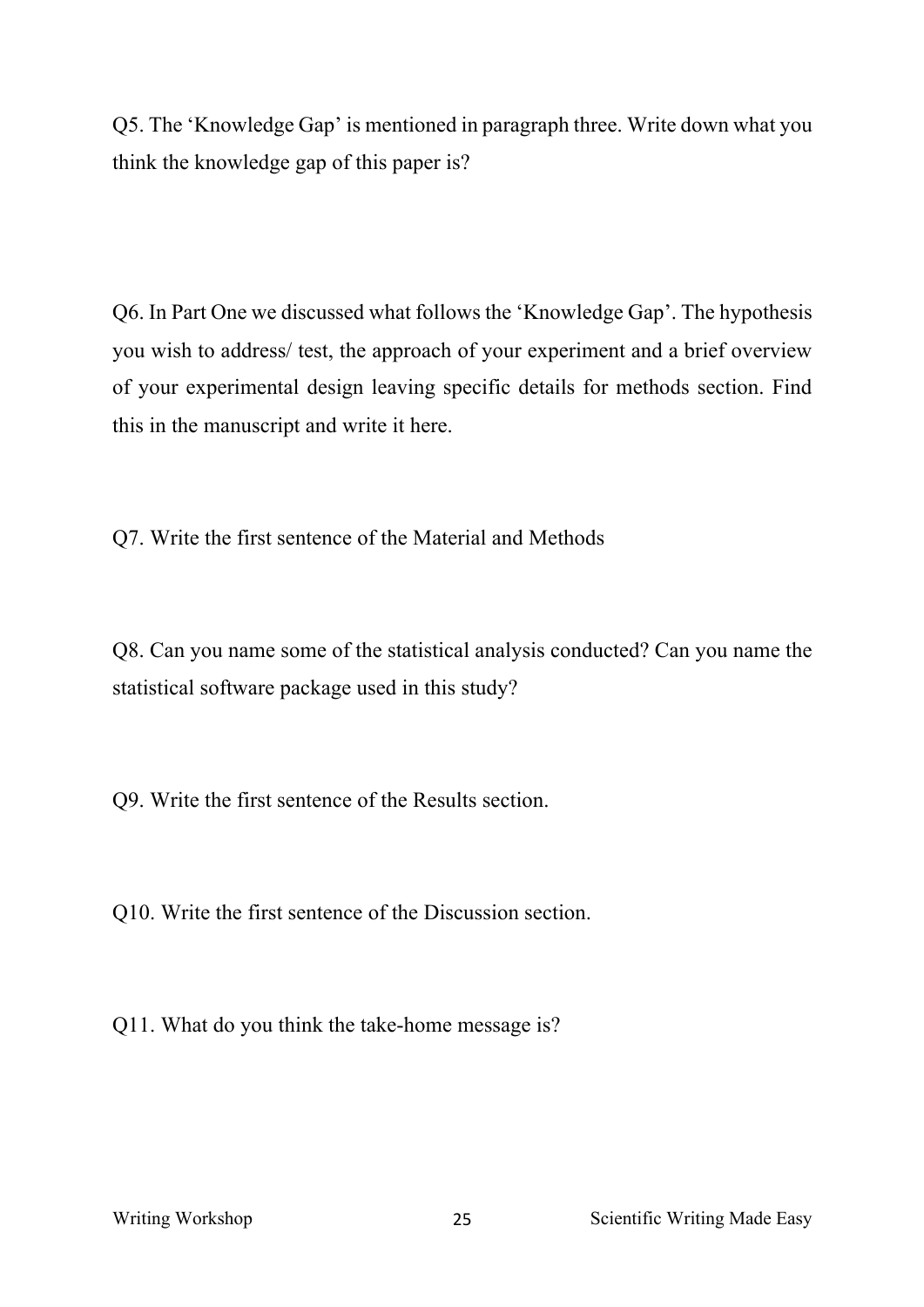Q5. The 'Knowledge Gap' is mentioned in paragraph three. Write down what you think the knowledge gap of this paper is?

Q6. In Part One we discussed what follows the 'Knowledge Gap'. The hypothesis you wish to address/ test, the approach of your experiment and a brief overview of your experimental design leaving specific details for methods section. Find this in the manuscript and write it here.

Q7. Write the first sentence of the Material and Methods

Q8. Can you name some of the statistical analysis conducted? Can you name the statistical software package used in this study?

Q9. Write the first sentence of the Results section.

Q10. Write the first sentence of the Discussion section.

Q11. What do you think the take-home message is?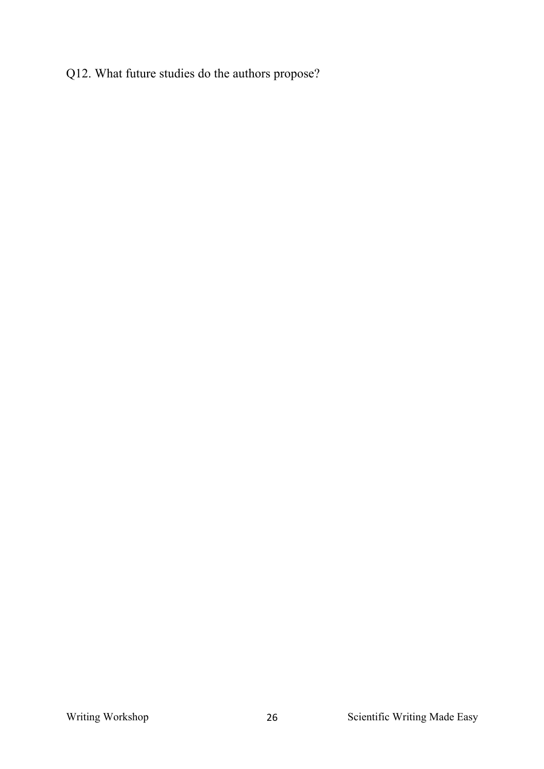Q12. What future studies do the authors propose?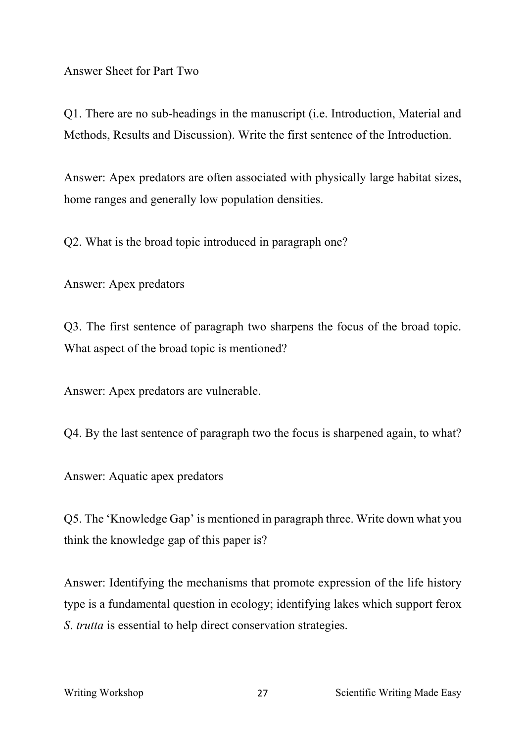Answer Sheet for Part Two

Q1. There are no sub-headings in the manuscript (i.e. Introduction, Material and Methods, Results and Discussion). Write the first sentence of the Introduction.

Answer: Apex predators are often associated with physically large habitat sizes, home ranges and generally low population densities.

Q2. What is the broad topic introduced in paragraph one?

Answer: Apex predators

Q3. The first sentence of paragraph two sharpens the focus of the broad topic. What aspect of the broad topic is mentioned?

Answer: Apex predators are vulnerable.

Q4. By the last sentence of paragraph two the focus is sharpened again, to what?

Answer: Aquatic apex predators

Q5. The 'Knowledge Gap' is mentioned in paragraph three. Write down what you think the knowledge gap of this paper is?

Answer: Identifying the mechanisms that promote expression of the life history type is a fundamental question in ecology; identifying lakes which support ferox *S. trutta* is essential to help direct conservation strategies.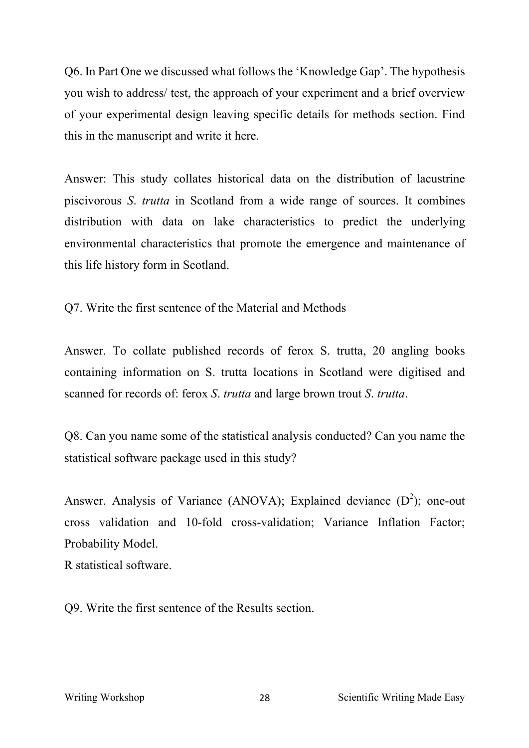Q6. In Part One we discussed what follows the 'Knowledge Gap'. The hypothesis you wish to address/ test, the approach of your experiment and a brief overview of your experimental design leaving specific details for methods section. Find this in the manuscript and write it here.

Answer: This study collates historical data on the distribution of lacustrine piscivorous *S. trutta* in Scotland from a wide range of sources. It combines distribution with data on lake characteristics to predict the underlying environmental characteristics that promote the emergence and maintenance of this life history form in Scotland.

Q7. Write the first sentence of the Material and Methods

Answer. To collate published records of ferox S. trutta, 20 angling books containing information on S. trutta locations in Scotland were digitised and scanned for records of: ferox *S. trutta* and large brown trout *S. trutta*.

Q8. Can you name some of the statistical analysis conducted? Can you name the statistical software package used in this study?

Answer. Analysis of Variance (ANOVA); Explained deviance ($D^2$); one-out cross validation and 10-fold cross-validation; Variance Inflation Factor; Probability Model.
R statistical software.

Q9. Write the first sentence of the Results section.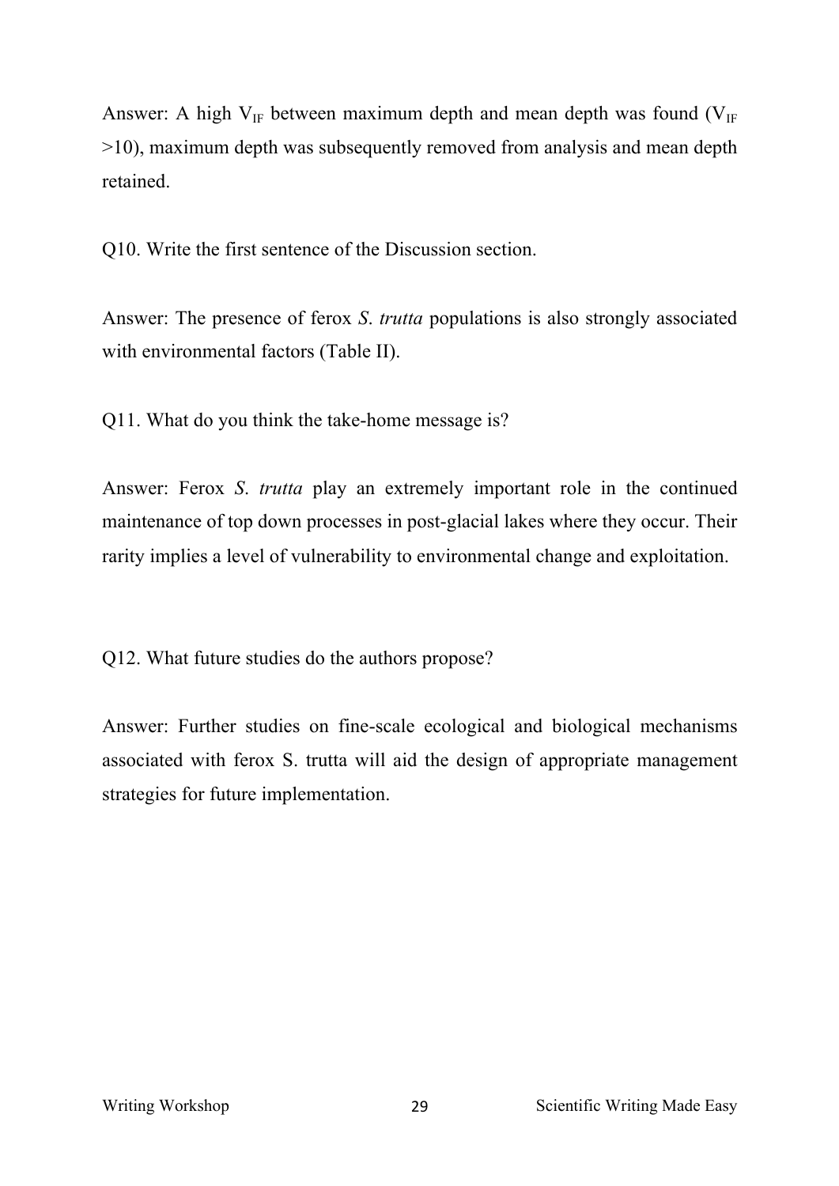Answer: A high $V_{IF}$ between maximum depth and mean depth was found ($V_{IF}$ >10), maximum depth was subsequently removed from analysis and mean depth retained.

Q10. Write the first sentence of the Discussion section.

Answer: The presence of ferox *S. trutta* populations is also strongly associated with environmental factors (Table II).

Q11. What do you think the take-home message is?

Answer: Ferox *S. trutta* play an extremely important role in the continued maintenance of top down processes in post-glacial lakes where they occur. Their rarity implies a level of vulnerability to environmental change and exploitation.

Q12. What future studies do the authors propose?

Answer: Further studies on fine-scale ecological and biological mechanisms associated with ferox S. trutta will aid the design of appropriate management strategies for future implementation.